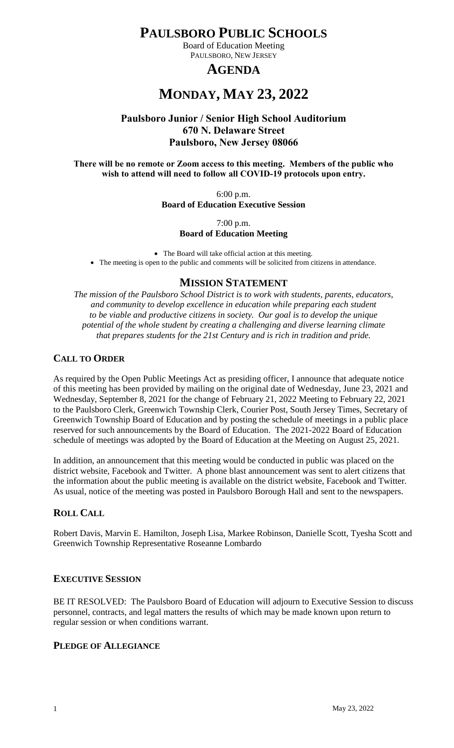# PAULSBORO PUBLIC SCHOOLS

Board of Education Meeting
PAULSBORO, NEW JERSEY

## AGENDA

# MONDAY, MAY 23, 2022

### Paulsboro Junior / Senior High School Auditorium
### 670 N. Delaware Street
### Paulsboro, New Jersey 08066

**There will be no remote or Zoom access to this meeting. Members of the public who wish to attend will need to follow all COVID-19 protocols upon entry.**

6:00 p.m.
**Board of Education Executive Session**

7:00 p.m.
**Board of Education Meeting**

- The Board will take official action at this meeting.
- The meeting is open to the public and comments will be solicited from citizens in attendance.

## MISSION STATEMENT

*The mission of the Paulsboro School District is to work with students, parents, educators, and community to develop excellence in education while preparing each student to be viable and productive citizens in society. Our goal is to develop the unique potential of the whole student by creating a challenging and diverse learning climate that prepares students for the 21st Century and is rich in tradition and pride.*

## CALL TO ORDER

As required by the Open Public Meetings Act as presiding officer, I announce that adequate notice of this meeting has been provided by mailing on the original date of Wednesday, June 23, 2021 and Wednesday, September 8, 2021 for the change of February 21, 2022 Meeting to February 22, 2021 to the Paulsboro Clerk, Greenwich Township Clerk, Courier Post, South Jersey Times, Secretary of Greenwich Township Board of Education and by posting the schedule of meetings in a public place reserved for such announcements by the Board of Education. The 2021-2022 Board of Education schedule of meetings was adopted by the Board of Education at the Meeting on August 25, 2021.

In addition, an announcement that this meeting would be conducted in public was placed on the district website, Facebook and Twitter. A phone blast announcement was sent to alert citizens that the information about the public meeting is available on the district website, Facebook and Twitter. As usual, notice of the meeting was posted in Paulsboro Borough Hall and sent to the newspapers.

## ROLL CALL

Robert Davis, Marvin E. Hamilton, Joseph Lisa, Markee Robinson, Danielle Scott, Tyesha Scott and Greenwich Township Representative Roseanne Lombardo

## EXECUTIVE SESSION

BE IT RESOLVED: The Paulsboro Board of Education will adjourn to Executive Session to discuss personnel, contracts, and legal matters the results of which may be made known upon return to regular session or when conditions warrant.

## PLEDGE OF ALLEGIANCE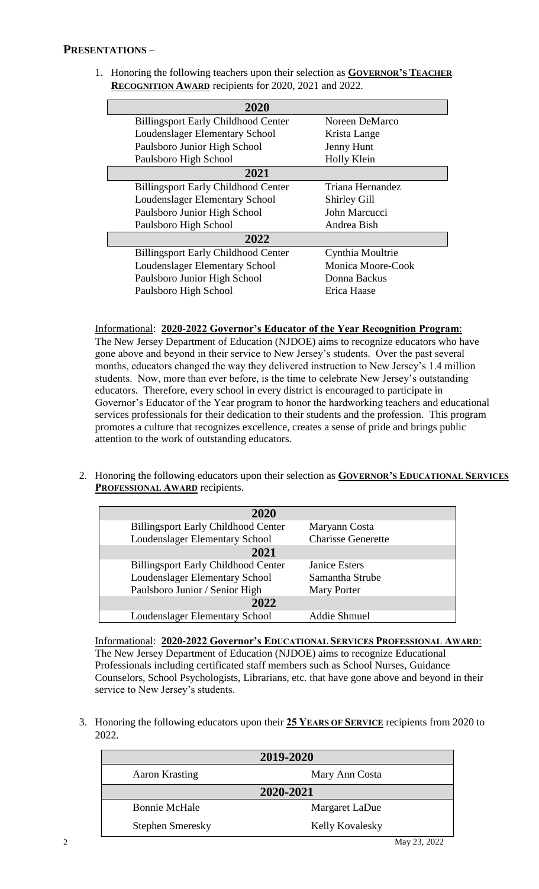## PRESENTATIONS –

1. Honoring the following teachers upon their selection as **GOVERNOR'S TEACHER RECOGNITION AWARD** recipients for 2020, 2021 and 2022.

| 2020 | |
|---|---|
| Billingsport Early Childhood Center | Noreen DeMarco |
| Loudenslager Elementary School | Krista Lange |
| Paulsboro Junior High School | Jenny Hunt |
| Paulsboro High School | Holly Klein |
| **2021** | |
| Billingsport Early Childhood Center | Triana Hernandez |
| Loudenslager Elementary School | Shirley Gill |
| Paulsboro Junior High School | John Marcucci |
| Paulsboro High School | Andrea Bish |
| **2022** | |
| Billingsport Early Childhood Center | Cynthia Moultrie |
| Loudenslager Elementary School | Monica Moore-Cook |
| Paulsboro Junior High School | Donna Backus |
| Paulsboro High School | Erica Haase |

Informational: **2020-2022 Governor's Educator of the Year Recognition Program**:
The New Jersey Department of Education (NJDOE) aims to recognize educators who have gone above and beyond in their service to New Jersey's students. Over the past several months, educators changed the way they delivered instruction to New Jersey's 1.4 million students. Now, more than ever before, is the time to celebrate New Jersey's outstanding educators. Therefore, every school in every district is encouraged to participate in Governor's Educator of the Year program to honor the hardworking teachers and educational services professionals for their dedication to their students and the profession. This program promotes a culture that recognizes excellence, creates a sense of pride and brings public attention to the work of outstanding educators.

2. Honoring the following educators upon their selection as **GOVERNOR'S EDUCATIONAL SERVICES PROFESSIONAL AWARD** recipients.

| 2020 | |
|---|---|
| Billingsport Early Childhood Center | Maryann Costa |
| Loudenslager Elementary School | Charisse Generette |
| **2021** | |
| Billingsport Early Childhood Center | Janice Esters |
| Loudenslager Elementary School | Samantha Strube |
| Paulsboro Junior / Senior High | Mary Porter |
| **2022** | |
| Loudenslager Elementary School | Addie Shmuel |

Informational: **2020-2022 Governor's EDUCATIONAL SERVICES PROFESSIONAL AWARD**:
The New Jersey Department of Education (NJDOE) aims to recognize Educational Professionals including certificated staff members such as School Nurses, Guidance Counselors, School Psychologists, Librarians, etc. that have gone above and beyond in their service to New Jersey's students.

3. Honoring the following educators upon their **25 YEARS OF SERVICE** recipients from 2020 to 2022.

| 2019-2020 | |
|---|---|
| Aaron Krasting | Mary Ann Costa |
| **2020-2021** | |
| Bonnie McHale | Margaret LaDue |
| Stephen Smeresky | Kelly Kovalesky |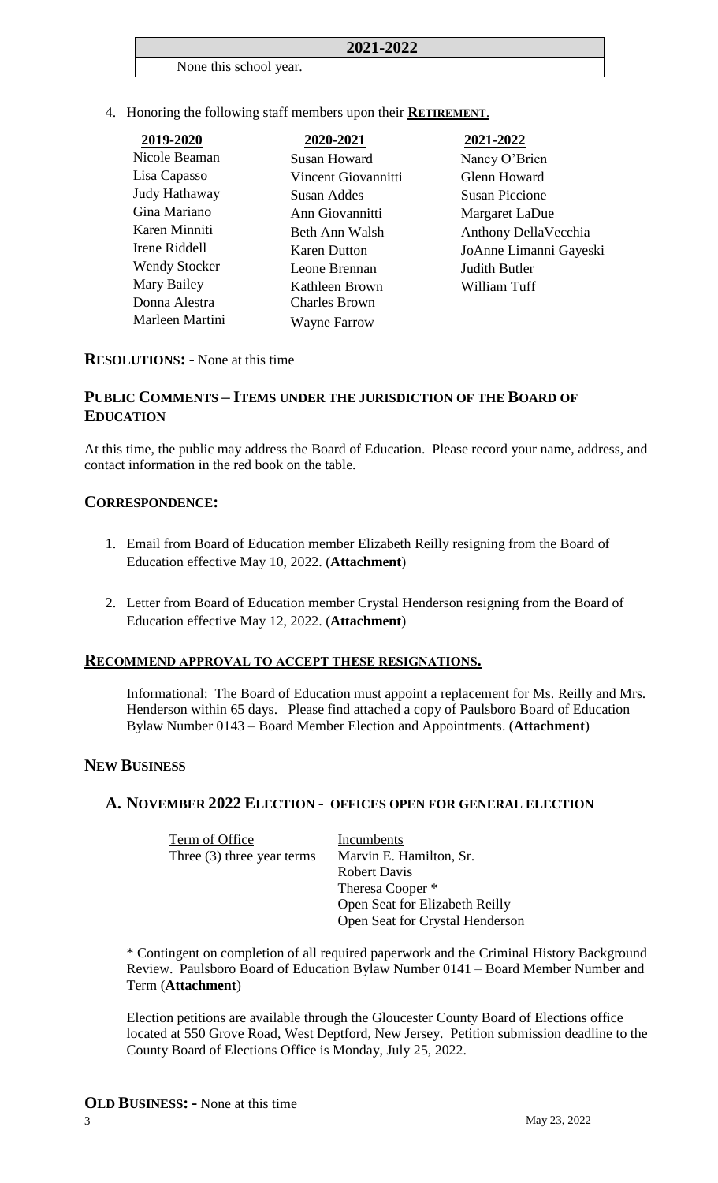| 2021-2022 |
|---|
| None this school year. |

4. Honoring the following staff members upon their **RETIREMENT**.

| 2019-2020 | 2020-2021 | 2021-2022 |
|---|---|---|
| Nicole Beaman | Susan Howard | Nancy O'Brien |
| Lisa Capasso | Vincent Giovannitti | Glenn Howard |
| Judy Hathaway | Susan Addes | Susan Piccione |
| Gina Mariano | Ann Giovannitti | Margaret LaDue |
| Karen Minniti | Beth Ann Walsh | Anthony DellaVecchia |
| Irene Riddell | Karen Dutton | JoAnne Limanni Gayeski |
| Wendy Stocker | Leone Brennan | Judith Butler |
| Mary Bailey | Kathleen Brown | William Tuff |
| Donna Alestra | Charles Brown | |
| Marleen Martini | Wayne Farrow | |

**RESOLUTIONS: -** None at this time

## PUBLIC COMMENTS – ITEMS UNDER THE JURISDICTION OF THE BOARD OF EDUCATION

At this time, the public may address the Board of Education. Please record your name, address, and contact information in the red book on the table.

## CORRESPONDENCE:

1. Email from Board of Education member Elizabeth Reilly resigning from the Board of Education effective May 10, 2022. (**Attachment**)

2. Letter from Board of Education member Crystal Henderson resigning from the Board of Education effective May 12, 2022. (**Attachment**)

## RECOMMEND APPROVAL TO ACCEPT THESE RESIGNATIONS.

Informational: The Board of Education must appoint a replacement for Ms. Reilly and Mrs. Henderson within 65 days. Please find attached a copy of Paulsboro Board of Education Bylaw Number 0143 – Board Member Election and Appointments. (**Attachment**)

## NEW BUSINESS

### A. NOVEMBER 2022 ELECTION - OFFICES OPEN FOR GENERAL ELECTION

| Term of Office | Incumbents |
|---|---|
| Three (3) three year terms | Marvin E. Hamilton, Sr. |
| | Robert Davis |
| | Theresa Cooper * |
| | Open Seat for Elizabeth Reilly |
| | Open Seat for Crystal Henderson |

* Contingent on completion of all required paperwork and the Criminal History Background Review. Paulsboro Board of Education Bylaw Number 0141 – Board Member Number and Term (**Attachment**)

Election petitions are available through the Gloucester County Board of Elections office located at 550 Grove Road, West Deptford, New Jersey. Petition submission deadline to the County Board of Elections Office is Monday, July 25, 2022.

**OLD BUSINESS: -** None at this time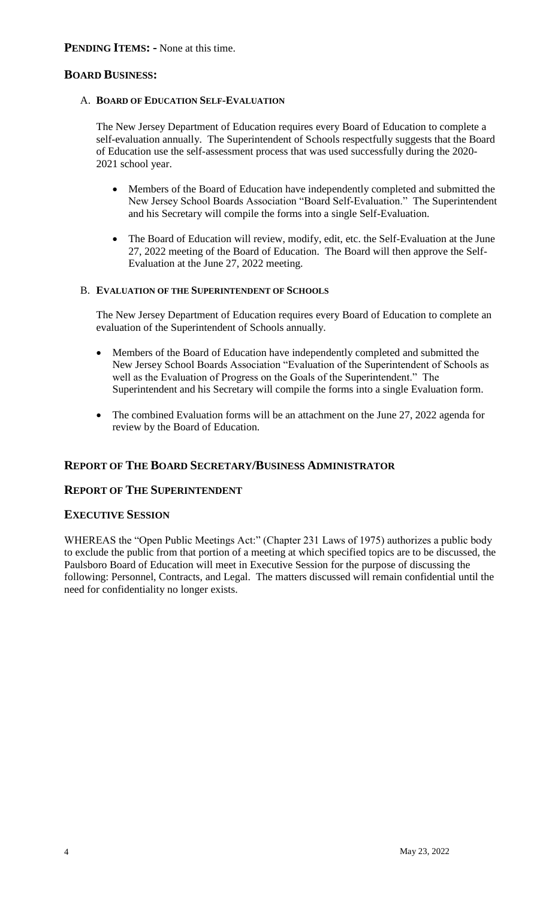**PENDING ITEMS: -** None at this time.

## BOARD BUSINESS:

### A. BOARD OF EDUCATION SELF-EVALUATION

The New Jersey Department of Education requires every Board of Education to complete a self-evaluation annually. The Superintendent of Schools respectfully suggests that the Board of Education use the self-assessment process that was used successfully during the 2020-2021 school year.

- Members of the Board of Education have independently completed and submitted the New Jersey School Boards Association "Board Self-Evaluation." The Superintendent and his Secretary will compile the forms into a single Self-Evaluation.
- The Board of Education will review, modify, edit, etc. the Self-Evaluation at the June 27, 2022 meeting of the Board of Education. The Board will then approve the Self-Evaluation at the June 27, 2022 meeting.

### B. EVALUATION OF THE SUPERINTENDENT OF SCHOOLS

The New Jersey Department of Education requires every Board of Education to complete an evaluation of the Superintendent of Schools annually.

- Members of the Board of Education have independently completed and submitted the New Jersey School Boards Association "Evaluation of the Superintendent of Schools as well as the Evaluation of Progress on the Goals of the Superintendent." The Superintendent and his Secretary will compile the forms into a single Evaluation form.
- The combined Evaluation forms will be an attachment on the June 27, 2022 agenda for review by the Board of Education.

## REPORT OF THE BOARD SECRETARY/BUSINESS ADMINISTRATOR

## REPORT OF THE SUPERINTENDENT

## EXECUTIVE SESSION

WHEREAS the "Open Public Meetings Act:" (Chapter 231 Laws of 1975) authorizes a public body to exclude the public from that portion of a meeting at which specified topics are to be discussed, the Paulsboro Board of Education will meet in Executive Session for the purpose of discussing the following: Personnel, Contracts, and Legal. The matters discussed will remain confidential until the need for confidentiality no longer exists.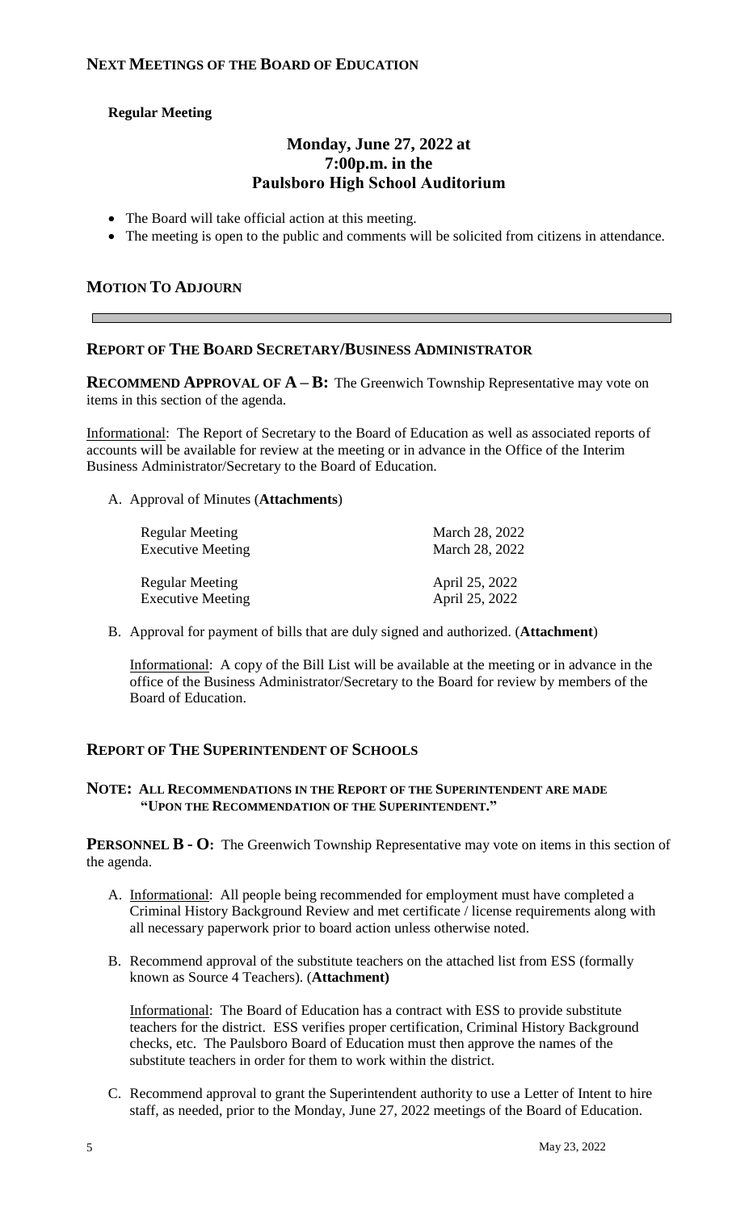## NEXT MEETINGS OF THE BOARD OF EDUCATION

**Regular Meeting**

**Monday, June 27, 2022 at**
**7:00p.m. in the**
**Paulsboro High School Auditorium**

- The Board will take official action at this meeting.
- The meeting is open to the public and comments will be solicited from citizens in attendance.

## MOTION TO ADJOURN

---

## REPORT OF THE BOARD SECRETARY/BUSINESS ADMINISTRATOR

**RECOMMEND APPROVAL OF A – B:** The Greenwich Township Representative may vote on items in this section of the agenda.

Informational: The Report of Secretary to the Board of Education as well as associated reports of accounts will be available for review at the meeting or in advance in the Office of the Interim Business Administrator/Secretary to the Board of Education.

A. Approval of Minutes (**Attachments**)

| | |
|---|---|
| Regular Meeting | March 28, 2022 |
| Executive Meeting | March 28, 2022 |
| Regular Meeting | April 25, 2022 |
| Executive Meeting | April 25, 2022 |

B. Approval for payment of bills that are duly signed and authorized. (**Attachment**)

Informational: A copy of the Bill List will be available at the meeting or in advance in the office of the Business Administrator/Secretary to the Board for review by members of the Board of Education.

## REPORT OF THE SUPERINTENDENT OF SCHOOLS

**NOTE: ALL RECOMMENDATIONS IN THE REPORT OF THE SUPERINTENDENT ARE MADE "UPON THE RECOMMENDATION OF THE SUPERINTENDENT."**

**PERSONNEL B - O:** The Greenwich Township Representative may vote on items in this section of the agenda.

A. Informational: All people being recommended for employment must have completed a Criminal History Background Review and met certificate / license requirements along with all necessary paperwork prior to board action unless otherwise noted.

B. Recommend approval of the substitute teachers on the attached list from ESS (formally known as Source 4 Teachers). (**Attachment)**

Informational: The Board of Education has a contract with ESS to provide substitute teachers for the district. ESS verifies proper certification, Criminal History Background checks, etc. The Paulsboro Board of Education must then approve the names of the substitute teachers in order for them to work within the district.

C. Recommend approval to grant the Superintendent authority to use a Letter of Intent to hire staff, as needed, prior to the Monday, June 27, 2022 meetings of the Board of Education.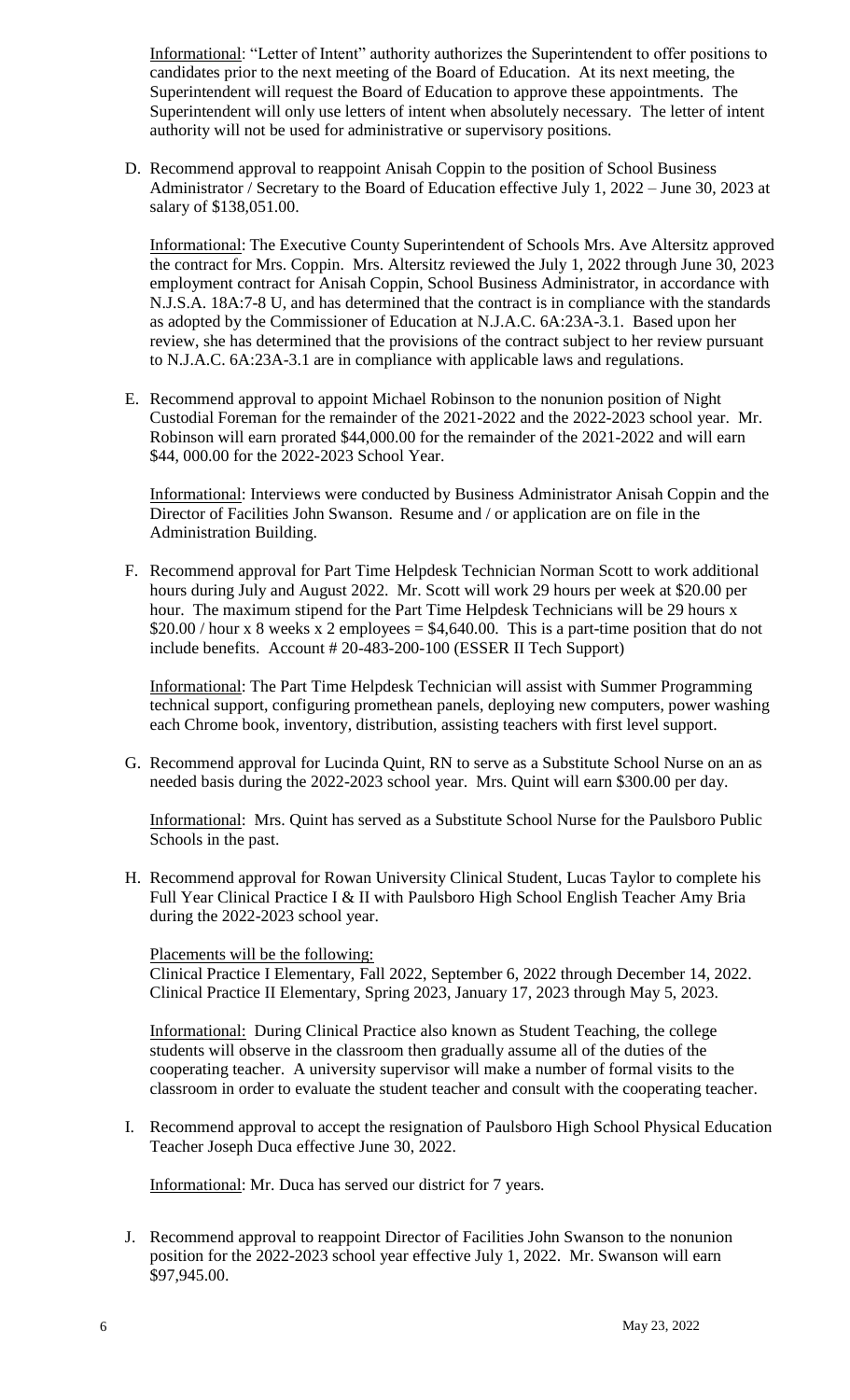Informational: "Letter of Intent" authority authorizes the Superintendent to offer positions to candidates prior to the next meeting of the Board of Education. At its next meeting, the Superintendent will request the Board of Education to approve these appointments. The Superintendent will only use letters of intent when absolutely necessary. The letter of intent authority will not be used for administrative or supervisory positions.

D. Recommend approval to reappoint Anisah Coppin to the position of School Business Administrator / Secretary to the Board of Education effective July 1, 2022 – June 30, 2023 at salary of $138,051.00.

   Informational: The Executive County Superintendent of Schools Mrs. Ave Altersitz approved the contract for Mrs. Coppin. Mrs. Altersitz reviewed the July 1, 2022 through June 30, 2023 employment contract for Anisah Coppin, School Business Administrator, in accordance with N.J.S.A. 18A:7-8 U, and has determined that the contract is in compliance with the standards as adopted by the Commissioner of Education at N.J.A.C. 6A:23A-3.1. Based upon her review, she has determined that the provisions of the contract subject to her review pursuant to N.J.A.C. 6A:23A-3.1 are in compliance with applicable laws and regulations.

E. Recommend approval to appoint Michael Robinson to the nonunion position of Night Custodial Foreman for the remainder of the 2021-2022 and the 2022-2023 school year. Mr. Robinson will earn prorated $44,000.00 for the remainder of the 2021-2022 and will earn $44, 000.00 for the 2022-2023 School Year.

   Informational: Interviews were conducted by Business Administrator Anisah Coppin and the Director of Facilities John Swanson. Resume and / or application are on file in the Administration Building.

F. Recommend approval for Part Time Helpdesk Technician Norman Scott to work additional hours during July and August 2022. Mr. Scott will work 29 hours per week at $20.00 per hour. The maximum stipend for the Part Time Helpdesk Technicians will be 29 hours x $20.00 / hour x 8 weeks x 2 employees = $4,640.00. This is a part-time position that do not include benefits. Account # 20-483-200-100 (ESSER II Tech Support)

   Informational: The Part Time Helpdesk Technician will assist with Summer Programming technical support, configuring promethean panels, deploying new computers, power washing each Chrome book, inventory, distribution, assisting teachers with first level support.

G. Recommend approval for Lucinda Quint, RN to serve as a Substitute School Nurse on an as needed basis during the 2022-2023 school year. Mrs. Quint will earn $300.00 per day.

   Informational: Mrs. Quint has served as a Substitute School Nurse for the Paulsboro Public Schools in the past.

H. Recommend approval for Rowan University Clinical Student, Lucas Taylor to complete his Full Year Clinical Practice I & II with Paulsboro High School English Teacher Amy Bria during the 2022-2023 school year.

   Placements will be the following:
   Clinical Practice I Elementary, Fall 2022, September 6, 2022 through December 14, 2022.
   Clinical Practice II Elementary, Spring 2023, January 17, 2023 through May 5, 2023.

   Informational: During Clinical Practice also known as Student Teaching, the college students will observe in the classroom then gradually assume all of the duties of the cooperating teacher. A university supervisor will make a number of formal visits to the classroom in order to evaluate the student teacher and consult with the cooperating teacher.

I. Recommend approval to accept the resignation of Paulsboro High School Physical Education Teacher Joseph Duca effective June 30, 2022.

   Informational: Mr. Duca has served our district for 7 years.

J. Recommend approval to reappoint Director of Facilities John Swanson to the nonunion position for the 2022-2023 school year effective July 1, 2022. Mr. Swanson will earn $97,945.00.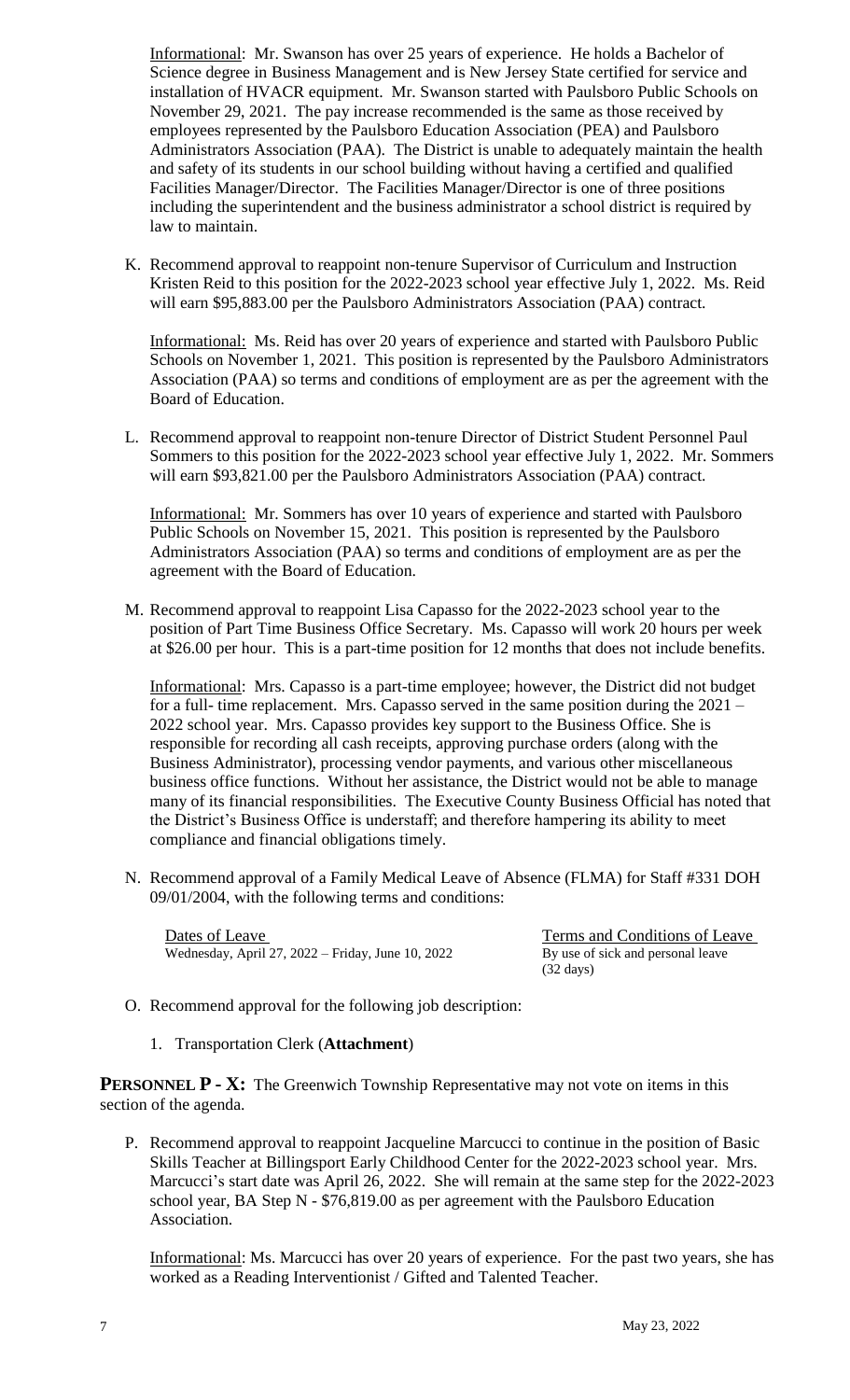<u>Informational</u>: Mr. Swanson has over 25 years of experience. He holds a Bachelor of Science degree in Business Management and is New Jersey State certified for service and installation of HVACR equipment. Mr. Swanson started with Paulsboro Public Schools on November 29, 2021. The pay increase recommended is the same as those received by employees represented by the Paulsboro Education Association (PEA) and Paulsboro Administrators Association (PAA). The District is unable to adequately maintain the health and safety of its students in our school building without having a certified and qualified Facilities Manager/Director. The Facilities Manager/Director is one of three positions including the superintendent and the business administrator a school district is required by law to maintain.

K. Recommend approval to reappoint non-tenure Supervisor of Curriculum and Instruction Kristen Reid to this position for the 2022-2023 school year effective July 1, 2022. Ms. Reid will earn $95,883.00 per the Paulsboro Administrators Association (PAA) contract.

   <u>Informational:</u> Ms. Reid has over 20 years of experience and started with Paulsboro Public Schools on November 1, 2021. This position is represented by the Paulsboro Administrators Association (PAA) so terms and conditions of employment are as per the agreement with the Board of Education.

L. Recommend approval to reappoint non-tenure Director of District Student Personnel Paul Sommers to this position for the 2022-2023 school year effective July 1, 2022. Mr. Sommers will earn $93,821.00 per the Paulsboro Administrators Association (PAA) contract.

   <u>Informational:</u> Mr. Sommers has over 10 years of experience and started with Paulsboro Public Schools on November 15, 2021. This position is represented by the Paulsboro Administrators Association (PAA) so terms and conditions of employment are as per the agreement with the Board of Education.

M. Recommend approval to reappoint Lisa Capasso for the 2022-2023 school year to the position of Part Time Business Office Secretary. Ms. Capasso will work 20 hours per week at $26.00 per hour. This is a part-time position for 12 months that does not include benefits.

   <u>Informational</u>: Mrs. Capasso is a part-time employee; however, the District did not budget for a full- time replacement. Mrs. Capasso served in the same position during the 2021 – 2022 school year. Mrs. Capasso provides key support to the Business Office. She is responsible for recording all cash receipts, approving purchase orders (along with the Business Administrator), processing vendor payments, and various other miscellaneous business office functions. Without her assistance, the District would not be able to manage many of its financial responsibilities. The Executive County Business Official has noted that the District's Business Office is understaff; and therefore hampering its ability to meet compliance and financial obligations timely.

N. Recommend approval of a Family Medical Leave of Absence (FLMA) for Staff #331 DOH 09/01/2004, with the following terms and conditions:

| <u>Dates of Leave</u> | <u>Terms and Conditions of Leave</u> |
|---|---|
| Wednesday, April 27, 2022 – Friday, June 10, 2022 | By use of sick and personal leave (32 days) |

O. Recommend approval for the following job description:

   1. Transportation Clerk (**Attachment**)

**PERSONNEL P - X:** The Greenwich Township Representative may not vote on items in this section of the agenda.

P. Recommend approval to reappoint Jacqueline Marcucci to continue in the position of Basic Skills Teacher at Billingsport Early Childhood Center for the 2022-2023 school year. Mrs. Marcucci's start date was April 26, 2022. She will remain at the same step for the 2022-2023 school year, BA Step N - $76,819.00 as per agreement with the Paulsboro Education Association.

   <u>Informational</u>: Ms. Marcucci has over 20 years of experience. For the past two years, she has worked as a Reading Interventionist / Gifted and Talented Teacher.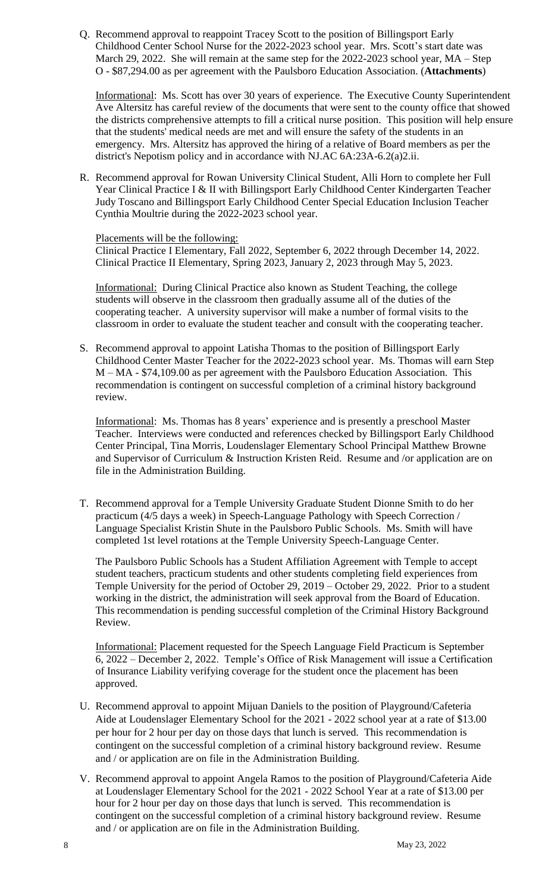Q. Recommend approval to reappoint Tracey Scott to the position of Billingsport Early Childhood Center School Nurse for the 2022-2023 school year. Mrs. Scott's start date was March 29, 2022. She will remain at the same step for the 2022-2023 school year, MA – Step O - $87,294.00 as per agreement with the Paulsboro Education Association. (**Attachments**)

Informational: Ms. Scott has over 30 years of experience. The Executive County Superintendent Ave Altersitz has careful review of the documents that were sent to the county office that showed the districts comprehensive attempts to fill a critical nurse position. This position will help ensure that the students' medical needs are met and will ensure the safety of the students in an emergency. Mrs. Altersitz has approved the hiring of a relative of Board members as per the district's Nepotism policy and in accordance with NJ.AC 6A:23A-6.2(a)2.ii.

R. Recommend approval for Rowan University Clinical Student, Alli Horn to complete her Full Year Clinical Practice I & II with Billingsport Early Childhood Center Kindergarten Teacher Judy Toscano and Billingsport Early Childhood Center Special Education Inclusion Teacher Cynthia Moultrie during the 2022-2023 school year.

Placements will be the following:
Clinical Practice I Elementary, Fall 2022, September 6, 2022 through December 14, 2022.
Clinical Practice II Elementary, Spring 2023, January 2, 2023 through May 5, 2023.

Informational: During Clinical Practice also known as Student Teaching, the college students will observe in the classroom then gradually assume all of the duties of the cooperating teacher. A university supervisor will make a number of formal visits to the classroom in order to evaluate the student teacher and consult with the cooperating teacher.

S. Recommend approval to appoint Latisha Thomas to the position of Billingsport Early Childhood Center Master Teacher for the 2022-2023 school year. Ms. Thomas will earn Step M – MA - $74,109.00 as per agreement with the Paulsboro Education Association. This recommendation is contingent on successful completion of a criminal history background review.

Informational: Ms. Thomas has 8 years' experience and is presently a preschool Master Teacher. Interviews were conducted and references checked by Billingsport Early Childhood Center Principal, Tina Morris, Loudenslager Elementary School Principal Matthew Browne and Supervisor of Curriculum & Instruction Kristen Reid. Resume and /or application are on file in the Administration Building.

T. Recommend approval for a Temple University Graduate Student Dionne Smith to do her practicum (4/5 days a week) in Speech-Language Pathology with Speech Correction / Language Specialist Kristin Shute in the Paulsboro Public Schools. Ms. Smith will have completed 1st level rotations at the Temple University Speech-Language Center.

The Paulsboro Public Schools has a Student Affiliation Agreement with Temple to accept student teachers, practicum students and other students completing field experiences from Temple University for the period of October 29, 2019 – October 29, 2022. Prior to a student working in the district, the administration will seek approval from the Board of Education. This recommendation is pending successful completion of the Criminal History Background Review.

Informational: Placement requested for the Speech Language Field Practicum is September 6, 2022 – December 2, 2022. Temple's Office of Risk Management will issue a Certification of Insurance Liability verifying coverage for the student once the placement has been approved.

U. Recommend approval to appoint Mijuan Daniels to the position of Playground/Cafeteria Aide at Loudenslager Elementary School for the 2021 - 2022 school year at a rate of $13.00 per hour for 2 hour per day on those days that lunch is served. This recommendation is contingent on the successful completion of a criminal history background review. Resume and / or application are on file in the Administration Building.

V. Recommend approval to appoint Angela Ramos to the position of Playground/Cafeteria Aide at Loudenslager Elementary School for the 2021 - 2022 School Year at a rate of $13.00 per hour for 2 hour per day on those days that lunch is served. This recommendation is contingent on the successful completion of a criminal history background review. Resume and / or application are on file in the Administration Building.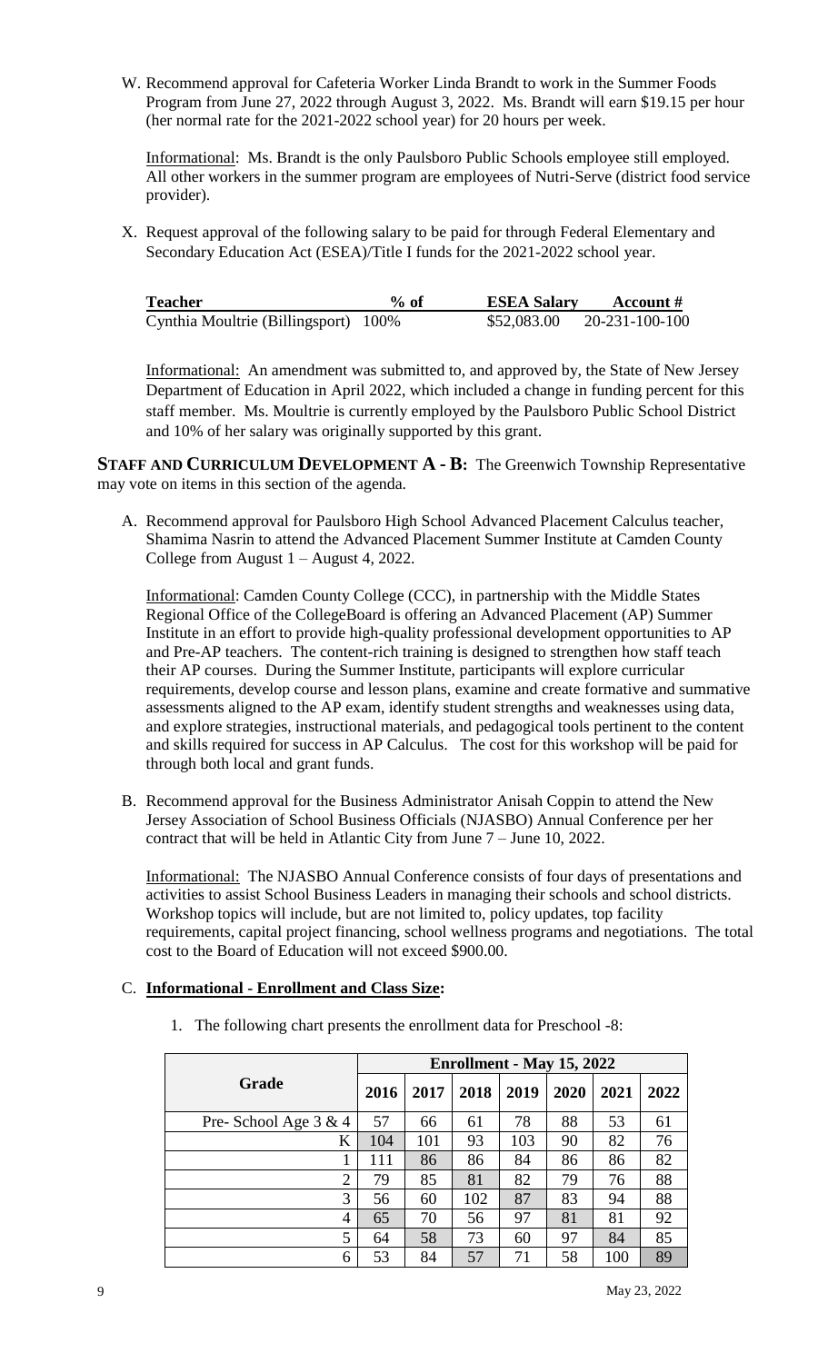W. Recommend approval for Cafeteria Worker Linda Brandt to work in the Summer Foods Program from June 27, 2022 through August 3, 2022. Ms. Brandt will earn $19.15 per hour (her normal rate for the 2021-2022 school year) for 20 hours per week.

   Informational: Ms. Brandt is the only Paulsboro Public Schools employee still employed. All other workers in the summer program are employees of Nutri-Serve (district food service provider).

X. Request approval of the following salary to be paid for through Federal Elementary and Secondary Education Act (ESEA)/Title I funds for the 2021-2022 school year.

| Teacher | % of | ESEA Salary | Account # |
|---|---|---|---|
| Cynthia Moultrie (Billingsport) | 100% | $52,083.00 | 20-231-100-100 |

   Informational: An amendment was submitted to, and approved by, the State of New Jersey Department of Education in April 2022, which included a change in funding percent for this staff member. Ms. Moultrie is currently employed by the Paulsboro Public School District and 10% of her salary was originally supported by this grant.

**STAFF AND CURRICULUM DEVELOPMENT A - B:** The Greenwich Township Representative may vote on items in this section of the agenda.

A. Recommend approval for Paulsboro High School Advanced Placement Calculus teacher, Shamima Nasrin to attend the Advanced Placement Summer Institute at Camden County College from August 1 – August 4, 2022.

   Informational: Camden County College (CCC), in partnership with the Middle States Regional Office of the CollegeBoard is offering an Advanced Placement (AP) Summer Institute in an effort to provide high-quality professional development opportunities to AP and Pre-AP teachers. The content-rich training is designed to strengthen how staff teach their AP courses. During the Summer Institute, participants will explore curricular requirements, develop course and lesson plans, examine and create formative and summative assessments aligned to the AP exam, identify student strengths and weaknesses using data, and explore strategies, instructional materials, and pedagogical tools pertinent to the content and skills required for success in AP Calculus. The cost for this workshop will be paid for through both local and grant funds.

B. Recommend approval for the Business Administrator Anisah Coppin to attend the New Jersey Association of School Business Officials (NJASBO) Annual Conference per her contract that will be held in Atlantic City from June 7 – June 10, 2022.

   Informational: The NJASBO Annual Conference consists of four days of presentations and activities to assist School Business Leaders in managing their schools and school districts. Workshop topics will include, but are not limited to, policy updates, top facility requirements, capital project financing, school wellness programs and negotiations. The total cost to the Board of Education will not exceed $900.00.

C. **Informational - Enrollment and Class Size:**

   1. The following chart presents the enrollment data for Preschool -8:

| Grade | Enrollment - May 15, 2022 | | | | | | |
|---|---|---|---|---|---|---|---|
| | 2016 | 2017 | 2018 | 2019 | 2020 | 2021 | 2022 |
| Pre- School Age 3 & 4 | 57 | 66 | 61 | 78 | 88 | 53 | 61 |
| K | 104 | 101 | 93 | 103 | 90 | 82 | 76 |
| 1 | 111 | 86 | 86 | 84 | 86 | 86 | 82 |
| 2 | 79 | 85 | 81 | 82 | 79 | 76 | 88 |
| 3 | 56 | 60 | 102 | 87 | 83 | 94 | 88 |
| 4 | 65 | 70 | 56 | 97 | 81 | 81 | 92 |
| 5 | 64 | 58 | 73 | 60 | 97 | 84 | 85 |
| 6 | 53 | 84 | 57 | 71 | 58 | 100 | 89 |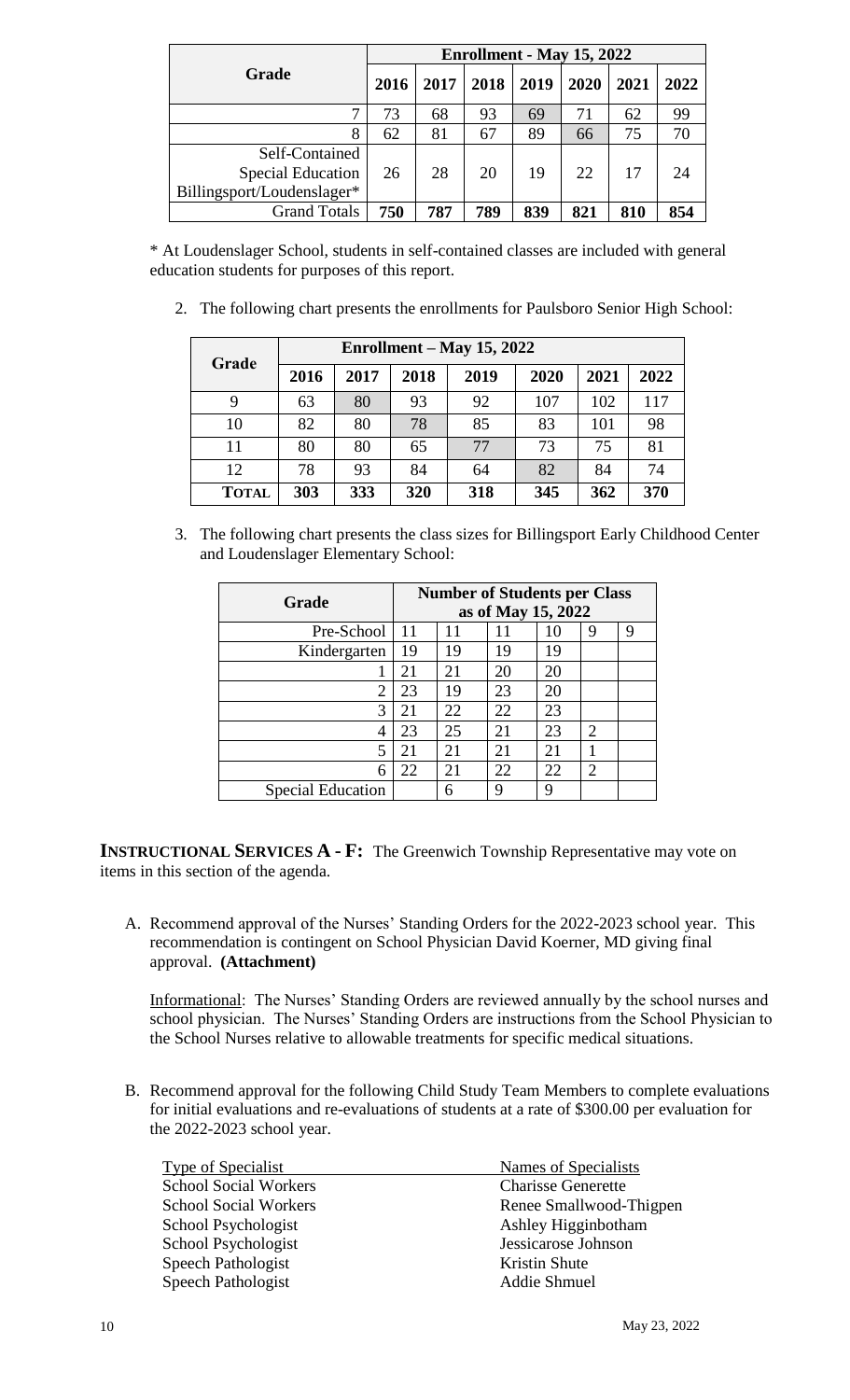| Grade | Enrollment - May 15, 2022 | | | | | | |
|---|---|---|---|---|---|---|---|
| | 2016 | 2017 | 2018 | 2019 | 2020 | 2021 | 2022 |
| 7 | 73 | 68 | 93 | 69 | 71 | 62 | 99 |
| 8 | 62 | 81 | 67 | 89 | 66 | 75 | 70 |
| Self-Contained Special Education Billingsport/Loudenslager* | 26 | 28 | 20 | 19 | 22 | 17 | 24 |
| Grand Totals | **750** | **787** | **789** | **839** | **821** | **810** | **854** |

\* At Loudenslager School, students in self-contained classes are included with general education students for purposes of this report.

2. The following chart presents the enrollments for Paulsboro Senior High School:

| Grade | Enrollment – May 15, 2022 | | | | | | |
|---|---|---|---|---|---|---|---|
| | 2016 | 2017 | 2018 | 2019 | 2020 | 2021 | 2022 |
| 9 | 63 | 80 | 93 | 92 | 107 | 102 | 117 |
| 10 | 82 | 80 | 78 | 85 | 83 | 101 | 98 |
| 11 | 80 | 80 | 65 | 77 | 73 | 75 | 81 |
| 12 | 78 | 93 | 84 | 64 | 82 | 84 | 74 |
| **TOTAL** | **303** | **333** | **320** | **318** | **345** | **362** | **370** |

3. The following chart presents the class sizes for Billingsport Early Childhood Center and Loudenslager Elementary School:

| Grade | Number of Students per Class as of May 15, 2022 | | | | | |
|---|---|---|---|---|---|---|
| Pre-School | 11 | 11 | 11 | 10 | 9 | 9 |
| Kindergarten | 19 | 19 | 19 | 19 | | |
| 1 | 21 | 21 | 20 | 20 | | |
| 2 | 23 | 19 | 23 | 20 | | |
| 3 | 21 | 22 | 22 | 23 | | |
| 4 | 23 | 25 | 21 | 23 | 2 | |
| 5 | 21 | 21 | 21 | 21 | 1 | |
| 6 | 22 | 21 | 22 | 22 | 2 | |
| Special Education | | 6 | 9 | 9 | | |

**INSTRUCTIONAL SERVICES A - F:** The Greenwich Township Representative may vote on items in this section of the agenda.

A. Recommend approval of the Nurses' Standing Orders for the 2022-2023 school year. This recommendation is contingent on School Physician David Koerner, MD giving final approval. **(Attachment)**

Informational: The Nurses' Standing Orders are reviewed annually by the school nurses and school physician. The Nurses' Standing Orders are instructions from the School Physician to the School Nurses relative to allowable treatments for specific medical situations.

B. Recommend approval for the following Child Study Team Members to complete evaluations for initial evaluations and re-evaluations of students at a rate of $300.00 per evaluation for the 2022-2023 school year.

| Type of Specialist | Names of Specialists |
|---|---|
| School Social Workers | Charisse Generette |
| School Social Workers | Renee Smallwood-Thigpen |
| School Psychologist | Ashley Higginbotham |
| School Psychologist | Jessicarose Johnson |
| Speech Pathologist | Kristin Shute |
| Speech Pathologist | Addie Shmuel |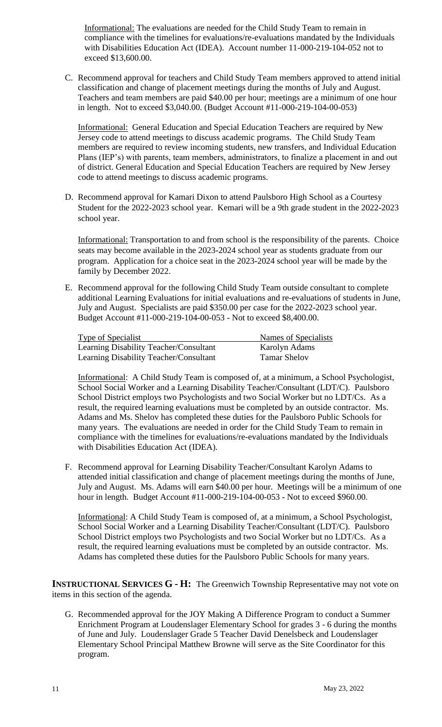Informational: The evaluations are needed for the Child Study Team to remain in compliance with the timelines for evaluations/re-evaluations mandated by the Individuals with Disabilities Education Act (IDEA). Account number 11-000-219-104-052 not to exceed $13,600.00.

C. Recommend approval for teachers and Child Study Team members approved to attend initial classification and change of placement meetings during the months of July and August. Teachers and team members are paid $40.00 per hour; meetings are a minimum of one hour in length. Not to exceed $3,040.00. (Budget Account #11-000-219-104-00-053)

   Informational: General Education and Special Education Teachers are required by New Jersey code to attend meetings to discuss academic programs. The Child Study Team members are required to review incoming students, new transfers, and Individual Education Plans (IEP's) with parents, team members, administrators, to finalize a placement in and out of district. General Education and Special Education Teachers are required by New Jersey code to attend meetings to discuss academic programs.

D. Recommend approval for Kamari Dixon to attend Paulsboro High School as a Courtesy Student for the 2022-2023 school year. Kemari will be a 9th grade student in the 2022-2023 school year.

   Informational: Transportation to and from school is the responsibility of the parents. Choice seats may become available in the 2023-2024 school year as students graduate from our program. Application for a choice seat in the 2023-2024 school year will be made by the family by December 2022.

E. Recommend approval for the following Child Study Team outside consultant to complete additional Learning Evaluations for initial evaluations and re-evaluations of students in June, July and August. Specialists are paid $350.00 per case for the 2022-2023 school year. Budget Account #11-000-219-104-00-053 - Not to exceed $8,400.00.

| Type of Specialist | Names of Specialists |
| --- | --- |
| Learning Disability Teacher/Consultant | Karolyn Adams |
| Learning Disability Teacher/Consultant | Tamar Shelov |

   Informational: A Child Study Team is composed of, at a minimum, a School Psychologist, School Social Worker and a Learning Disability Teacher/Consultant (LDT/C). Paulsboro School District employs two Psychologists and two Social Worker but no LDT/Cs. As a result, the required learning evaluations must be completed by an outside contractor. Ms. Adams and Ms. Shelov has completed these duties for the Paulsboro Public Schools for many years. The evaluations are needed in order for the Child Study Team to remain in compliance with the timelines for evaluations/re-evaluations mandated by the Individuals with Disabilities Education Act (IDEA).

F. Recommend approval for Learning Disability Teacher/Consultant Karolyn Adams to attended initial classification and change of placement meetings during the months of June, July and August. Ms. Adams will earn $40.00 per hour. Meetings will be a minimum of one hour in length. Budget Account #11-000-219-104-00-053 - Not to exceed $960.00.

   Informational: A Child Study Team is composed of, at a minimum, a School Psychologist, School Social Worker and a Learning Disability Teacher/Consultant (LDT/C). Paulsboro School District employs two Psychologists and two Social Worker but no LDT/Cs. As a result, the required learning evaluations must be completed by an outside contractor. Ms. Adams has completed these duties for the Paulsboro Public Schools for many years.

**INSTRUCTIONAL SERVICES G - H:** The Greenwich Township Representative may not vote on items in this section of the agenda.

G. Recommended approval for the JOY Making A Difference Program to conduct a Summer Enrichment Program at Loudenslager Elementary School for grades 3 - 6 during the months of June and July. Loudenslager Grade 5 Teacher David Denelsbeck and Loudenslager Elementary School Principal Matthew Browne will serve as the Site Coordinator for this program.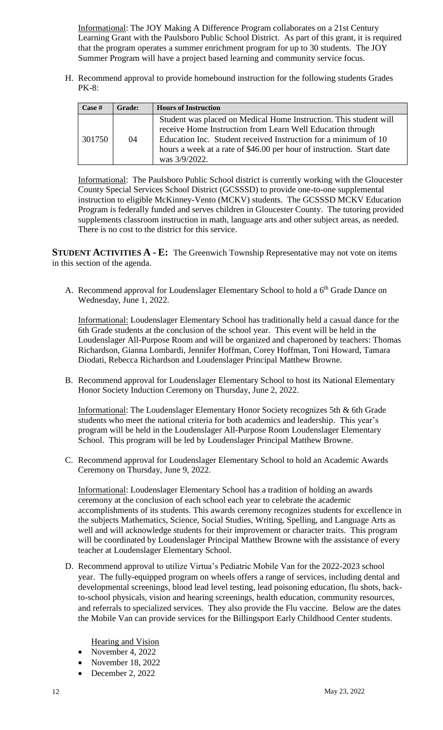Informational: The JOY Making A Difference Program collaborates on a 21st Century Learning Grant with the Paulsboro Public School District. As part of this grant, it is required that the program operates a summer enrichment program for up to 30 students. The JOY Summer Program will have a project based learning and community service focus.

H. Recommend approval to provide homebound instruction for the following students Grades PK-8:

| Case # | Grade: | Hours of Instruction |
|---|---|---|
| 301750 | 04 | Student was placed on Medical Home Instruction. This student will receive Home Instruction from Learn Well Education through Education Inc. Student received Instruction for a minimum of 10 hours a week at a rate of $46.00 per hour of instruction. Start date was 3/9/2022. |

Informational: The Paulsboro Public School district is currently working with the Gloucester County Special Services School District (GCSSSD) to provide one-to-one supplemental instruction to eligible McKinney-Vento (MCKV) students. The GCSSSD MCKV Education Program is federally funded and serves children in Gloucester County. The tutoring provided supplements classroom instruction in math, language arts and other subject areas, as needed. There is no cost to the district for this service.

**STUDENT ACTIVITIES A - E:** The Greenwich Township Representative may not vote on items in this section of the agenda.

A. Recommend approval for Loudenslager Elementary School to hold a 6th Grade Dance on Wednesday, June 1, 2022.

   Informational: Loudenslager Elementary School has traditionally held a casual dance for the 6th Grade students at the conclusion of the school year. This event will be held in the Loudenslager All-Purpose Room and will be organized and chaperoned by teachers: Thomas Richardson, Gianna Lombardi, Jennifer Hoffman, Corey Hoffman, Toni Howard, Tamara Diodati, Rebecca Richardson and Loudenslager Principal Matthew Browne.

B. Recommend approval for Loudenslager Elementary School to host its National Elementary Honor Society Induction Ceremony on Thursday, June 2, 2022.

   Informational: The Loudenslager Elementary Honor Society recognizes 5th & 6th Grade students who meet the national criteria for both academics and leadership. This year's program will be held in the Loudenslager All-Purpose Room Loudenslager Elementary School. This program will be led by Loudenslager Principal Matthew Browne.

C. Recommend approval for Loudenslager Elementary School to hold an Academic Awards Ceremony on Thursday, June 9, 2022.

   Informational: Loudenslager Elementary School has a tradition of holding an awards ceremony at the conclusion of each school each year to celebrate the academic accomplishments of its students. This awards ceremony recognizes students for excellence in the subjects Mathematics, Science, Social Studies, Writing, Spelling, and Language Arts as well and will acknowledge students for their improvement or character traits. This program will be coordinated by Loudenslager Principal Matthew Browne with the assistance of every teacher at Loudenslager Elementary School.

D. Recommend approval to utilize Virtua's Pediatric Mobile Van for the 2022-2023 school year. The fully-equipped program on wheels offers a range of services, including dental and developmental screenings, blood lead level testing, lead poisoning education, flu shots, back-to-school physicals, vision and hearing screenings, health education, community resources, and referrals to specialized services. They also provide the Flu vaccine. Below are the dates the Mobile Van can provide services for the Billingsport Early Childhood Center students.

   Hearing and Vision

   - November 4, 2022
   - November 18, 2022
   - December 2, 2022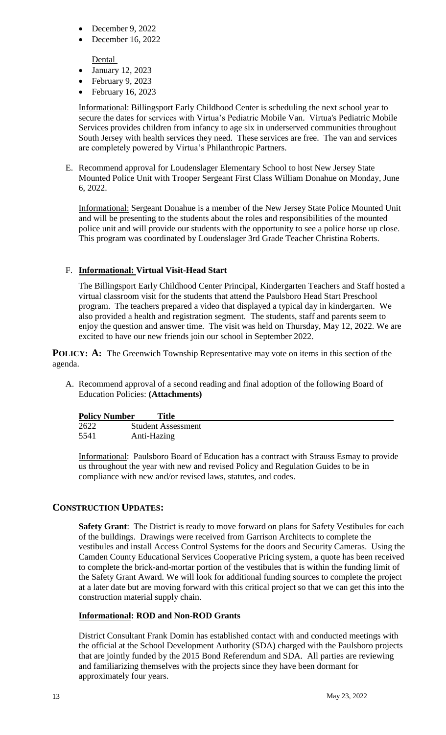- December 9, 2022
- December 16, 2022

Dental

- January 12, 2023
- February 9, 2023
- February 16, 2023

Informational: Billingsport Early Childhood Center is scheduling the next school year to secure the dates for services with Virtua's Pediatric Mobile Van. Virtua's Pediatric Mobile Services provides children from infancy to age six in underserved communities throughout South Jersey with health services they need. These services are free. The van and services are completely powered by Virtua's Philanthropic Partners.

E. Recommend approval for Loudenslager Elementary School to host New Jersey State Mounted Police Unit with Trooper Sergeant First Class William Donahue on Monday, June 6, 2022.

Informational: Sergeant Donahue is a member of the New Jersey State Police Mounted Unit and will be presenting to the students about the roles and responsibilities of the mounted police unit and will provide our students with the opportunity to see a police horse up close. This program was coordinated by Loudenslager 3rd Grade Teacher Christina Roberts.

F. **Informational: Virtual Visit-Head Start**

The Billingsport Early Childhood Center Principal, Kindergarten Teachers and Staff hosted a virtual classroom visit for the students that attend the Paulsboro Head Start Preschool program. The teachers prepared a video that displayed a typical day in kindergarten. We also provided a health and registration segment. The students, staff and parents seem to enjoy the question and answer time. The visit was held on Thursday, May 12, 2022. We are excited to have our new friends join our school in September 2022.

**POLICY: A:** The Greenwich Township Representative may vote on items in this section of the agenda.

A. Recommend approval of a second reading and final adoption of the following Board of Education Policies: **(Attachments)**

| Policy Number | Title |
|---|---|
| 2622 | Student Assessment |
| 5541 | Anti-Hazing |

Informational: Paulsboro Board of Education has a contract with Strauss Esmay to provide us throughout the year with new and revised Policy and Regulation Guides to be in compliance with new and/or revised laws, statutes, and codes.

## CONSTRUCTION UPDATES:

**Safety Grant**: The District is ready to move forward on plans for Safety Vestibules for each of the buildings. Drawings were received from Garrison Architects to complete the vestibules and install Access Control Systems for the doors and Security Cameras. Using the Camden County Educational Services Cooperative Pricing system, a quote has been received to complete the brick-and-mortar portion of the vestibules that is within the funding limit of the Safety Grant Award. We will look for additional funding sources to complete the project at a later date but are moving forward with this critical project so that we can get this into the construction material supply chain.

**Informational: ROD and Non-ROD Grants**

District Consultant Frank Domin has established contact with and conducted meetings with the official at the School Development Authority (SDA) charged with the Paulsboro projects that are jointly funded by the 2015 Bond Referendum and SDA. All parties are reviewing and familiarizing themselves with the projects since they have been dormant for approximately four years.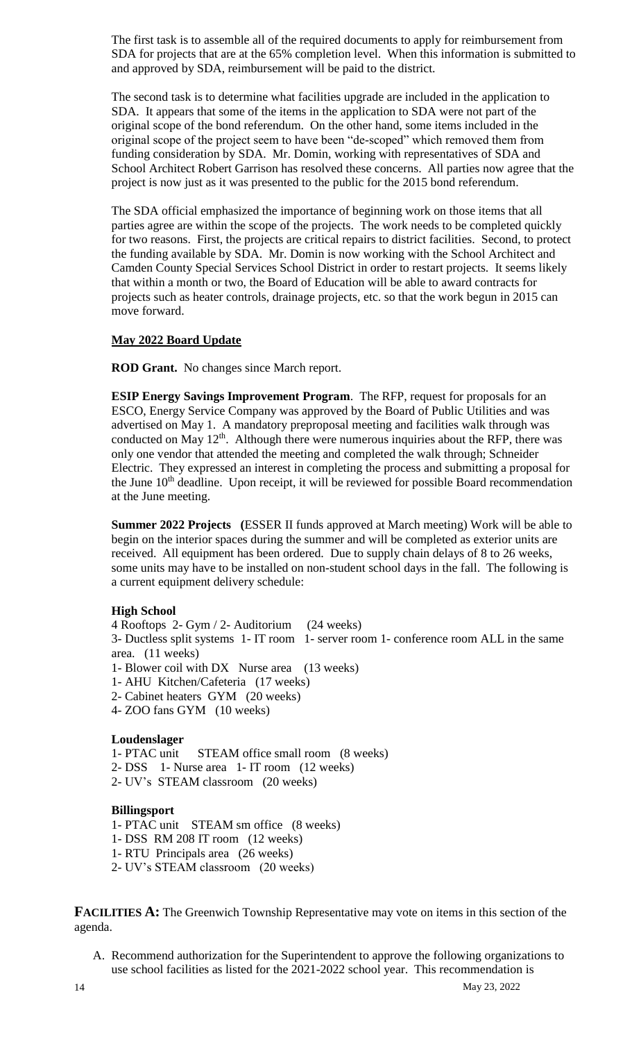The first task is to assemble all of the required documents to apply for reimbursement from SDA for projects that are at the 65% completion level. When this information is submitted to and approved by SDA, reimbursement will be paid to the district.

The second task is to determine what facilities upgrade are included in the application to SDA. It appears that some of the items in the application to SDA were not part of the original scope of the bond referendum. On the other hand, some items included in the original scope of the project seem to have been "de-scoped" which removed them from funding consideration by SDA. Mr. Domin, working with representatives of SDA and School Architect Robert Garrison has resolved these concerns. All parties now agree that the project is now just as it was presented to the public for the 2015 bond referendum.

The SDA official emphasized the importance of beginning work on those items that all parties agree are within the scope of the projects. The work needs to be completed quickly for two reasons. First, the projects are critical repairs to district facilities. Second, to protect the funding available by SDA. Mr. Domin is now working with the School Architect and Camden County Special Services School District in order to restart projects. It seems likely that within a month or two, the Board of Education will be able to award contracts for projects such as heater controls, drainage projects, etc. so that the work begun in 2015 can move forward.

**May 2022 Board Update**

**ROD Grant.** No changes since March report.

**ESIP Energy Savings Improvement Program**. The RFP, request for proposals for an ESCO, Energy Service Company was approved by the Board of Public Utilities and was advertised on May 1. A mandatory preproposal meeting and facilities walk through was conducted on May 12th. Although there were numerous inquiries about the RFP, there was only one vendor that attended the meeting and completed the walk through; Schneider Electric. They expressed an interest in completing the process and submitting a proposal for the June 10th deadline. Upon receipt, it will be reviewed for possible Board recommendation at the June meeting.

**Summer 2022 Projects (**ESSER II funds approved at March meeting) Work will be able to begin on the interior spaces during the summer and will be completed as exterior units are received. All equipment has been ordered. Due to supply chain delays of 8 to 26 weeks, some units may have to be installed on non-student school days in the fall. The following is a current equipment delivery schedule:

**High School**

4 Rooftops 2- Gym / 2- Auditorium (24 weeks)
3- Ductless split systems 1- IT room 1- server room 1- conference room ALL in the same area. (11 weeks)
1- Blower coil with DX Nurse area (13 weeks)
1- AHU Kitchen/Cafeteria (17 weeks)
2- Cabinet heaters GYM (20 weeks)
4- ZOO fans GYM (10 weeks)

**Loudenslager**

1- PTAC unit STEAM office small room (8 weeks)
2- DSS 1- Nurse area 1- IT room (12 weeks)
2- UV's STEAM classroom (20 weeks)

**Billingsport**

1- PTAC unit STEAM sm office (8 weeks)
1- DSS RM 208 IT room (12 weeks)
1- RTU Principals area (26 weeks)
2- UV's STEAM classroom (20 weeks)

**FACILITIES A:** The Greenwich Township Representative may vote on items in this section of the agenda.

A. Recommend authorization for the Superintendent to approve the following organizations to use school facilities as listed for the 2021-2022 school year. This recommendation is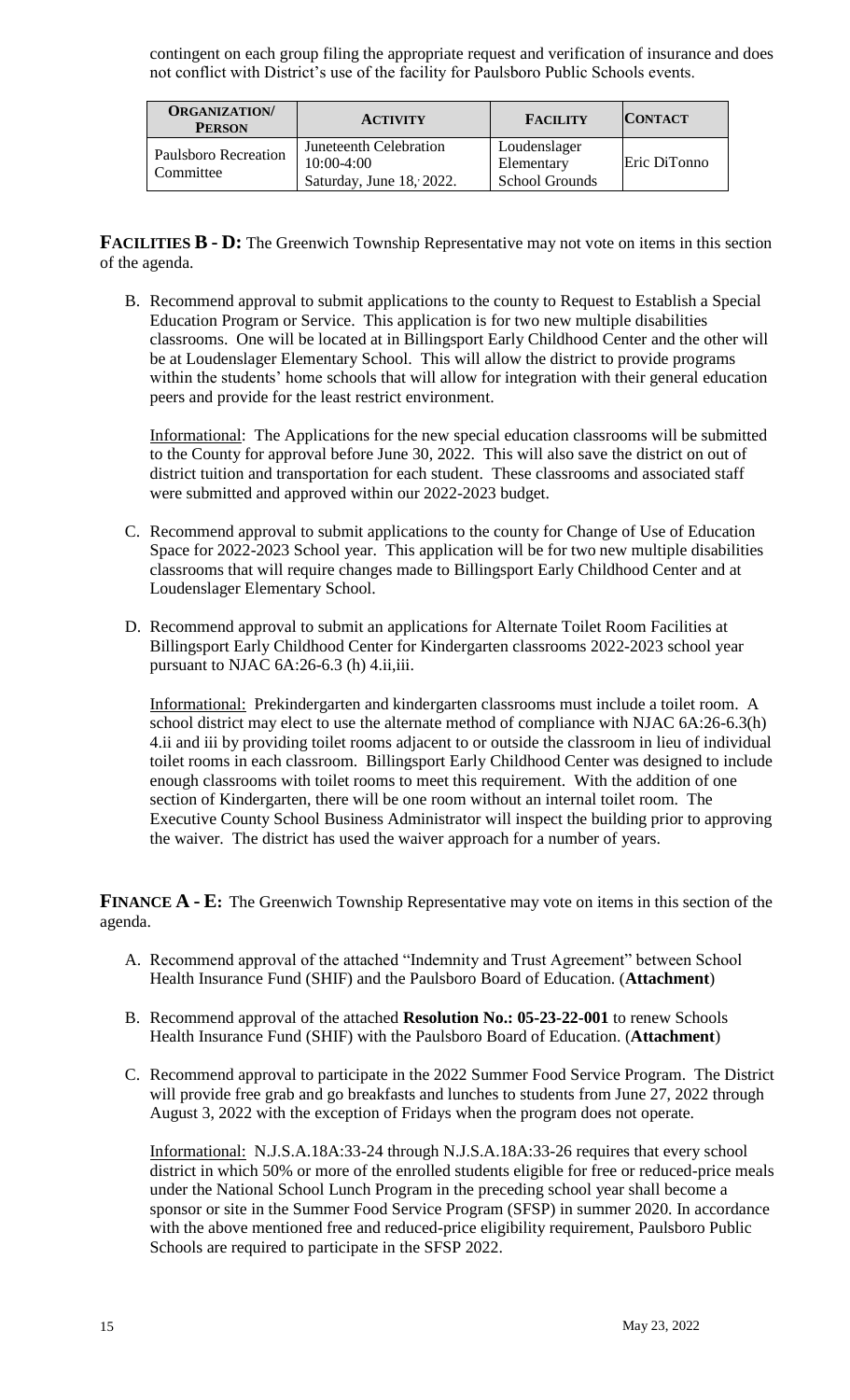contingent on each group filing the appropriate request and verification of insurance and does not conflict with District's use of the facility for Paulsboro Public Schools events.

| ORGANIZATION/ PERSON | ACTIVITY | FACILITY | CONTACT |
|---|---|---|---|
| Paulsboro Recreation Committee | Juneteenth Celebration 10:00-4:00 Saturday, June 18, 2022. | Loudenslager Elementary School Grounds | Eric DiTonno |

**FACILITIES B - D:** The Greenwich Township Representative may not vote on items in this section of the agenda.

B. Recommend approval to submit applications to the county to Request to Establish a Special Education Program or Service. This application is for two new multiple disabilities classrooms. One will be located at in Billingsport Early Childhood Center and the other will be at Loudenslager Elementary School. This will allow the district to provide programs within the students' home schools that will allow for integration with their general education peers and provide for the least restrict environment.

   Informational: The Applications for the new special education classrooms will be submitted to the County for approval before June 30, 2022. This will also save the district on out of district tuition and transportation for each student. These classrooms and associated staff were submitted and approved within our 2022-2023 budget.

C. Recommend approval to submit applications to the county for Change of Use of Education Space for 2022-2023 School year. This application will be for two new multiple disabilities classrooms that will require changes made to Billingsport Early Childhood Center and at Loudenslager Elementary School.

D. Recommend approval to submit an applications for Alternate Toilet Room Facilities at Billingsport Early Childhood Center for Kindergarten classrooms 2022-2023 school year pursuant to NJAC 6A:26-6.3 (h) 4.ii,iii.

   Informational: Prekindergarten and kindergarten classrooms must include a toilet room. A school district may elect to use the alternate method of compliance with NJAC 6A:26-6.3(h) 4.ii and iii by providing toilet rooms adjacent to or outside the classroom in lieu of individual toilet rooms in each classroom. Billingsport Early Childhood Center was designed to include enough classrooms with toilet rooms to meet this requirement. With the addition of one section of Kindergarten, there will be one room without an internal toilet room. The Executive County School Business Administrator will inspect the building prior to approving the waiver. The district has used the waiver approach for a number of years.

**FINANCE A - E:** The Greenwich Township Representative may vote on items in this section of the agenda.

A. Recommend approval of the attached "Indemnity and Trust Agreement" between School Health Insurance Fund (SHIF) and the Paulsboro Board of Education. (**Attachment**)

B. Recommend approval of the attached **Resolution No.: 05-23-22-001** to renew Schools Health Insurance Fund (SHIF) with the Paulsboro Board of Education. (**Attachment**)

C. Recommend approval to participate in the 2022 Summer Food Service Program. The District will provide free grab and go breakfasts and lunches to students from June 27, 2022 through August 3, 2022 with the exception of Fridays when the program does not operate.

   Informational: N.J.S.A.18A:33-24 through N.J.S.A.18A:33-26 requires that every school district in which 50% or more of the enrolled students eligible for free or reduced-price meals under the National School Lunch Program in the preceding school year shall become a sponsor or site in the Summer Food Service Program (SFSP) in summer 2020. In accordance with the above mentioned free and reduced-price eligibility requirement, Paulsboro Public Schools are required to participate in the SFSP 2022.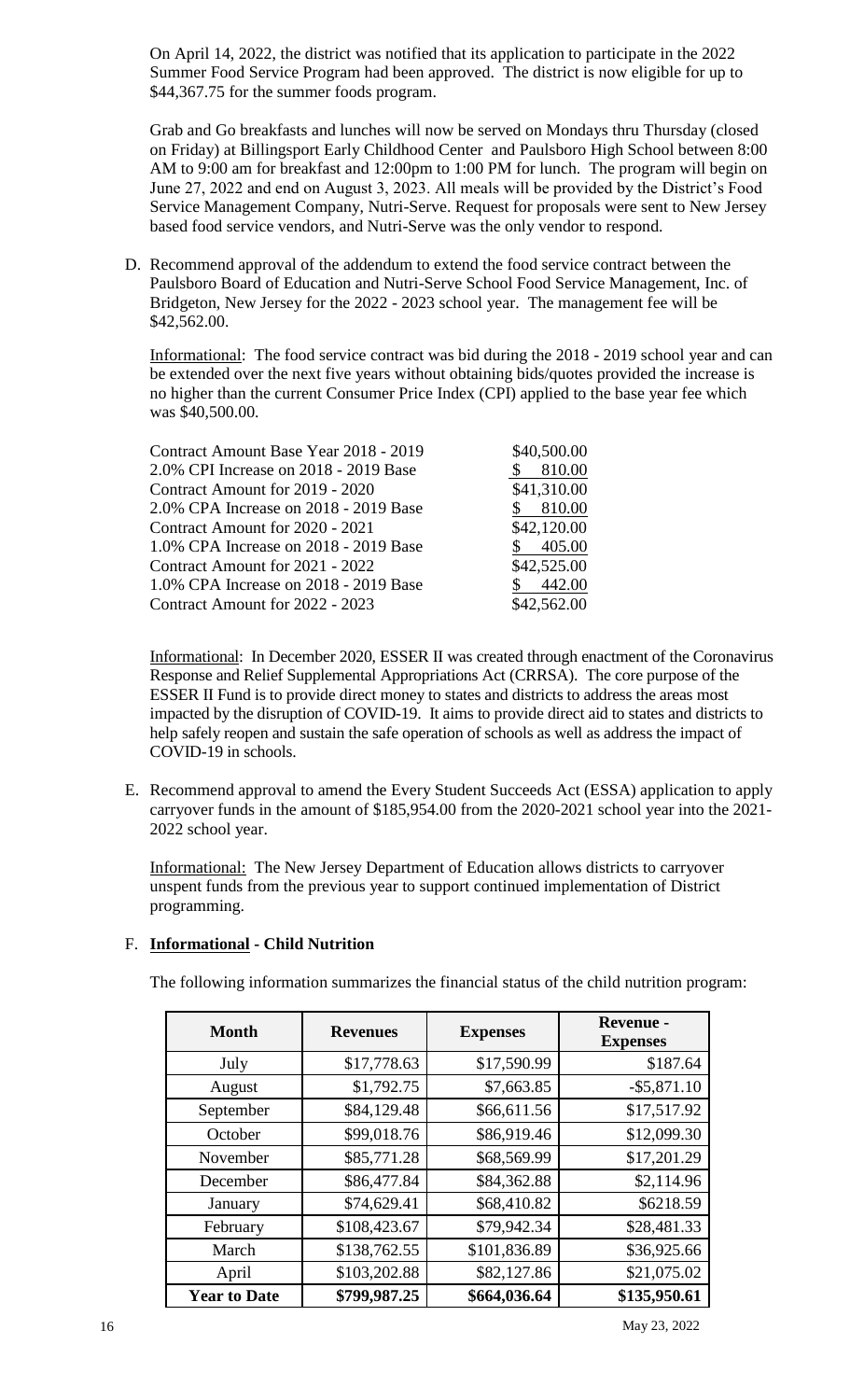On April 14, 2022, the district was notified that its application to participate in the 2022 Summer Food Service Program had been approved. The district is now eligible for up to $44,367.75 for the summer foods program.

Grab and Go breakfasts and lunches will now be served on Mondays thru Thursday (closed on Friday) at Billingsport Early Childhood Center and Paulsboro High School between 8:00 AM to 9:00 am for breakfast and 12:00pm to 1:00 PM for lunch. The program will begin on June 27, 2022 and end on August 3, 2023. All meals will be provided by the District's Food Service Management Company, Nutri-Serve. Request for proposals were sent to New Jersey based food service vendors, and Nutri-Serve was the only vendor to respond.

D. Recommend approval of the addendum to extend the food service contract between the Paulsboro Board of Education and Nutri-Serve School Food Service Management, Inc. of Bridgeton, New Jersey for the 2022 - 2023 school year. The management fee will be $42,562.00.

Informational: The food service contract was bid during the 2018 - 2019 school year and can be extended over the next five years without obtaining bids/quotes provided the increase is no higher than the current Consumer Price Index (CPI) applied to the base year fee which was $40,500.00.

| | |
|---|---|
| Contract Amount Base Year 2018 - 2019 | $40,500.00 |
| 2.0% CPI Increase on 2018 - 2019 Base | $ 810.00 |
| Contract Amount for 2019 - 2020 | $41,310.00 |
| 2.0% CPA Increase on 2018 - 2019 Base | $ 810.00 |
| Contract Amount for 2020 - 2021 | $42,120.00 |
| 1.0% CPA Increase on 2018 - 2019 Base | $ 405.00 |
| Contract Amount for 2021 - 2022 | $42,525.00 |
| 1.0% CPA Increase on 2018 - 2019 Base | $ 442.00 |
| Contract Amount for 2022 - 2023 | $42,562.00 |

Informational: In December 2020, ESSER II was created through enactment of the Coronavirus Response and Relief Supplemental Appropriations Act (CRRSA). The core purpose of the ESSER II Fund is to provide direct money to states and districts to address the areas most impacted by the disruption of COVID-19. It aims to provide direct aid to states and districts to help safely reopen and sustain the safe operation of schools as well as address the impact of COVID-19 in schools.

E. Recommend approval to amend the Every Student Succeeds Act (ESSA) application to apply carryover funds in the amount of $185,954.00 from the 2020-2021 school year into the 2021-2022 school year.

Informational: The New Jersey Department of Education allows districts to carryover unspent funds from the previous year to support continued implementation of District programming.

F. **Informational - Child Nutrition**

The following information summarizes the financial status of the child nutrition program:

| Month | Revenues | Expenses | Revenue - Expenses |
|---|---|---|---|
| July | $17,778.63 | $17,590.99 | $187.64 |
| August | $1,792.75 | $7,663.85 | -$5,871.10 |
| September | $84,129.48 | $66,611.56 | $17,517.92 |
| October | $99,018.76 | $86,919.46 | $12,099.30 |
| November | $85,771.28 | $68,569.99 | $17,201.29 |
| December | $86,477.84 | $84,362.88 | $2,114.96 |
| January | $74,629.41 | $68,410.82 | $6218.59 |
| February | $108,423.67 | $79,942.34 | $28,481.33 |
| March | $138,762.55 | $101,836.89 | $36,925.66 |
| April | $103,202.88 | $82,127.86 | $21,075.02 |
| **Year to Date** | **$799,987.25** | **$664,036.64** | **$135,950.61** |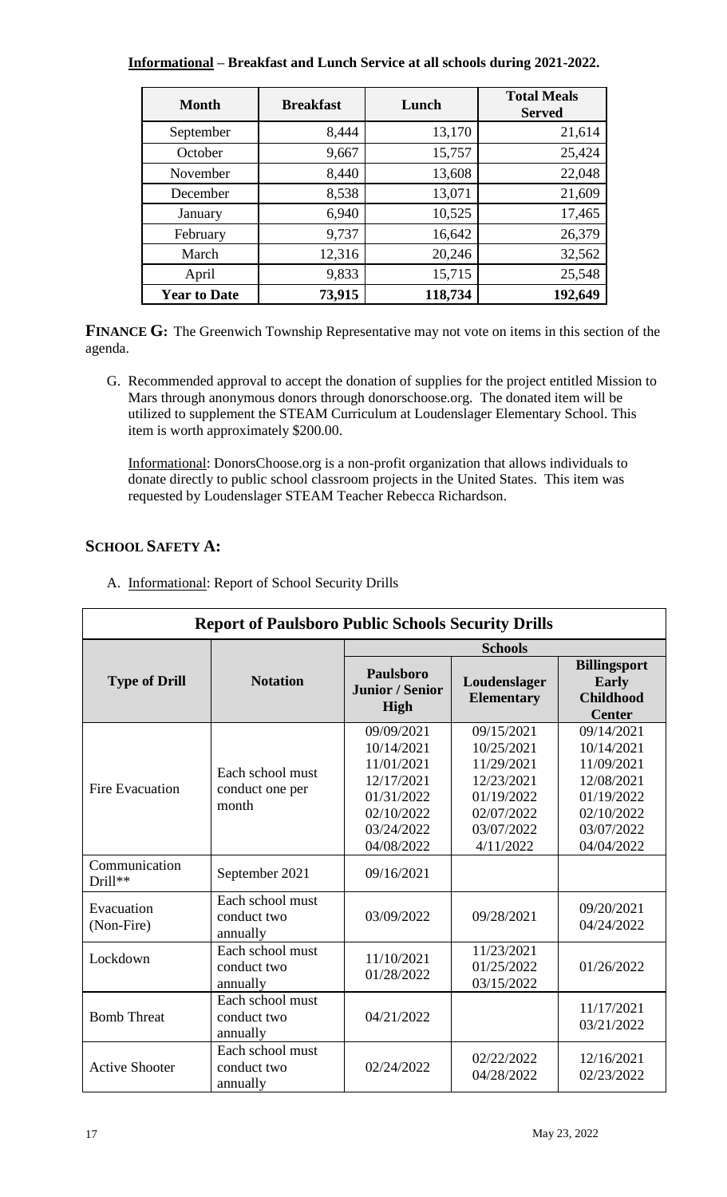**<u>Informational</u> – Breakfast and Lunch Service at all schools during 2021-2022.**

| Month | Breakfast | Lunch | Total Meals Served |
|---|---|---|---|
| September | 8,444 | 13,170 | 21,614 |
| October | 9,667 | 15,757 | 25,424 |
| November | 8,440 | 13,608 | 22,048 |
| December | 8,538 | 13,071 | 21,609 |
| January | 6,940 | 10,525 | 17,465 |
| February | 9,737 | 16,642 | 26,379 |
| March | 12,316 | 20,246 | 32,562 |
| April | 9,833 | 15,715 | 25,548 |
| **Year to Date** | **73,915** | **118,734** | **192,649** |

**FINANCE G:** The Greenwich Township Representative may not vote on items in this section of the agenda.

G. Recommended approval to accept the donation of supplies for the project entitled Mission to Mars through anonymous donors through donorschoose.org. The donated item will be utilized to supplement the STEAM Curriculum at Loudenslager Elementary School. This item is worth approximately $200.00.

<u>Informational</u>: DonorsChoose.org is a non-profit organization that allows individuals to donate directly to public school classroom projects in the United States. This item was requested by Loudenslager STEAM Teacher Rebecca Richardson.

## SCHOOL SAFETY A:

A. <u>Informational</u>: Report of School Security Drills

| Report of Paulsboro Public Schools Security Drills | | | | |
|---|---|---|---|---|
| | | Schools | | |
| **Type of Drill** | **Notation** | **Paulsboro Junior / Senior High** | **Loudenslager Elementary** | **Billingsport Early Childhood Center** |
| Fire Evacuation | Each school must conduct one per month | 09/09/2021<br>10/14/2021<br>11/01/2021<br>12/17/2021<br>01/31/2022<br>02/10/2022<br>03/24/2022<br>04/08/2022 | 09/15/2021<br>10/25/2021<br>11/29/2021<br>12/23/2021<br>01/19/2022<br>02/07/2022<br>03/07/2022<br>4/11/2022 | 09/14/2021<br>10/14/2021<br>11/09/2021<br>12/08/2021<br>01/19/2022<br>02/10/2022<br>03/07/2022<br>04/04/2022 |
| Communication Drill** | September 2021 | 09/16/2021 | | |
| Evacuation (Non-Fire) | Each school must conduct two annually | 03/09/2022 | 09/28/2021 | 09/20/2021<br>04/24/2022 |
| Lockdown | Each school must conduct two annually | 11/10/2021<br>01/28/2022 | 11/23/2021<br>01/25/2022<br>03/15/2022 | 01/26/2022 |
| Bomb Threat | Each school must conduct two annually | 04/21/2022 | | 11/17/2021<br>03/21/2022 |
| Active Shooter | Each school must conduct two annually | 02/24/2022 | 02/22/2022<br>04/28/2022 | 12/16/2021<br>02/23/2022 |

May 23, 2022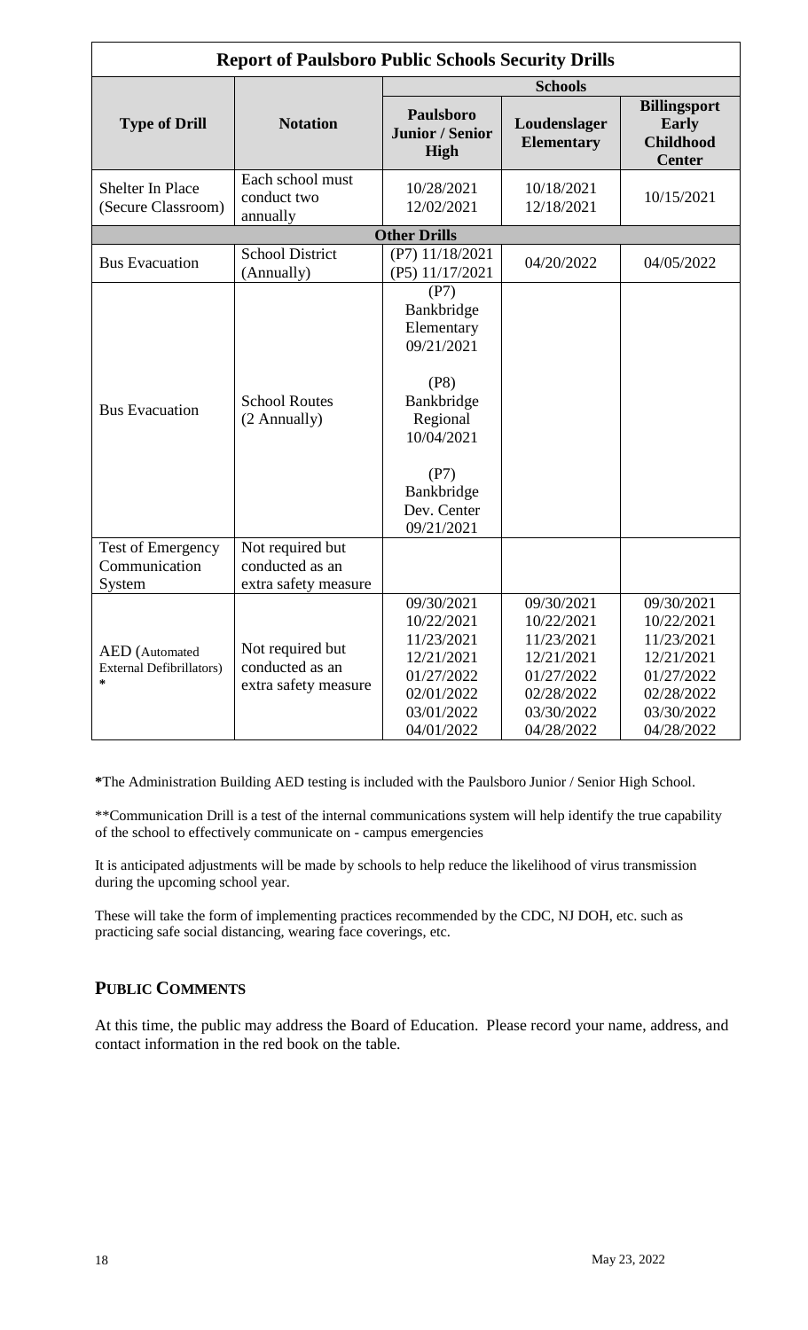| Report of Paulsboro Public Schools Security Drills | | | | |
|---|---|---|---|---|
| | | Schools | | |
| **Type of Drill** | **Notation** | **Paulsboro Junior / Senior High** | **Loudenslager Elementary** | **Billingsport Early Childhood Center** |
| Shelter In Place (Secure Classroom) | Each school must conduct two annually | 10/28/2021<br>12/02/2021 | 10/18/2021<br>12/18/2021 | 10/15/2021 |
| **Other Drills** | | | | |
| Bus Evacuation | School District (Annually) | (P7) 11/18/2021<br>(P5) 11/17/2021 | 04/20/2022 | 04/05/2022 |
| Bus Evacuation | School Routes (2 Annually) | (P7) Bankbridge Elementary 09/21/2021<br><br>(P8) Bankbridge Regional 10/04/2021<br><br>(P7) Bankbridge Dev. Center 09/21/2021 | | |
| Test of Emergency Communication System | Not required but conducted as an extra safety measure | | | |
| AED (Automated External Defibrillators) * | Not required but conducted as an extra safety measure | 09/30/2021<br>10/22/2021<br>11/23/2021<br>12/21/2021<br>01/27/2022<br>02/01/2022<br>03/01/2022<br>04/01/2022 | 09/30/2021<br>10/22/2021<br>11/23/2021<br>12/21/2021<br>01/27/2022<br>02/28/2022<br>03/30/2022<br>04/28/2022 | 09/30/2021<br>10/22/2021<br>11/23/2021<br>12/21/2021<br>01/27/2022<br>02/28/2022<br>03/30/2022<br>04/28/2022 |

**\***The Administration Building AED testing is included with the Paulsboro Junior / Senior High School.

**Communication Drill is a test of the internal communications system will help identify the true capability of the school to effectively communicate on - campus emergencies

It is anticipated adjustments will be made by schools to help reduce the likelihood of virus transmission during the upcoming school year.

These will take the form of implementing practices recommended by the CDC, NJ DOH, etc. such as practicing safe social distancing, wearing face coverings, etc.

## PUBLIC COMMENTS

At this time, the public may address the Board of Education. Please record your name, address, and contact information in the red book on the table.